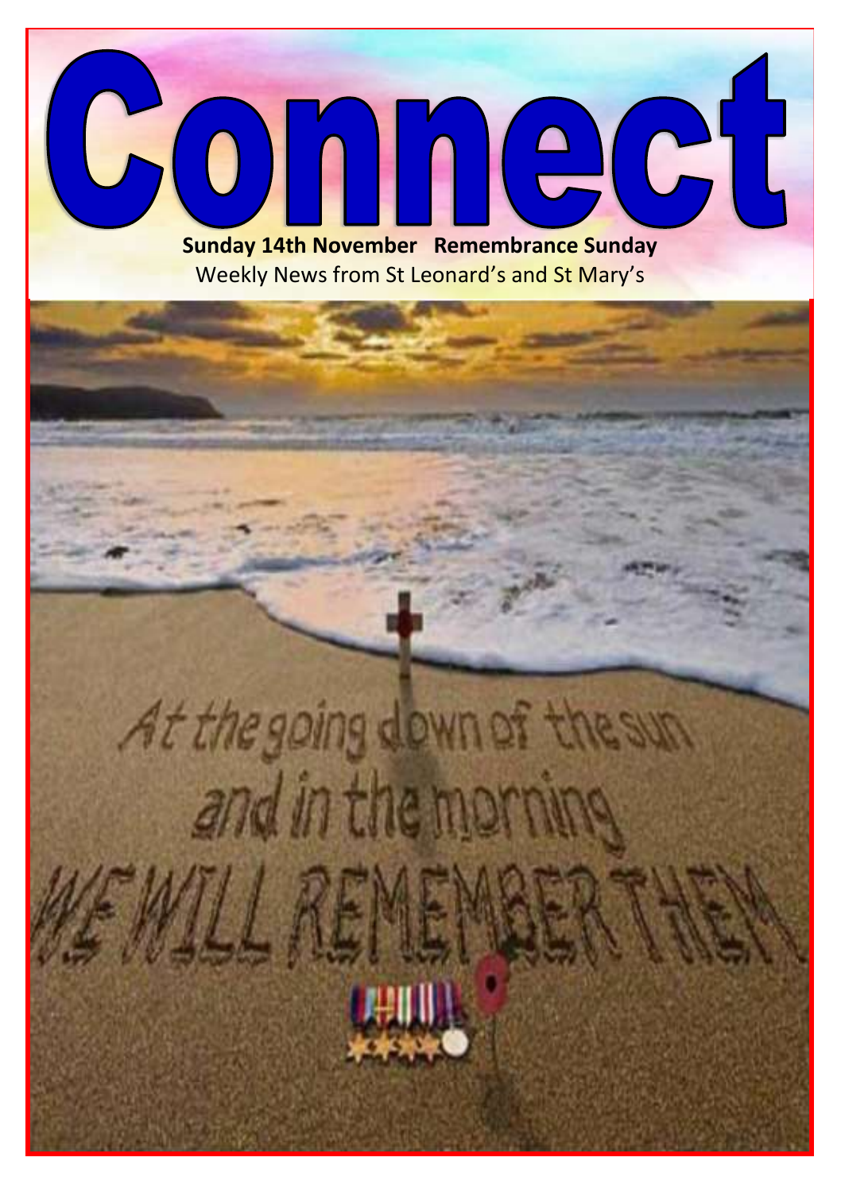# Connect

**Sunday 14th November Remembrance Sunday**

Weekly News from St Leonard's and St Mary's

At the going down of the sun
and in the morning
WE WILL REMEMBER THEM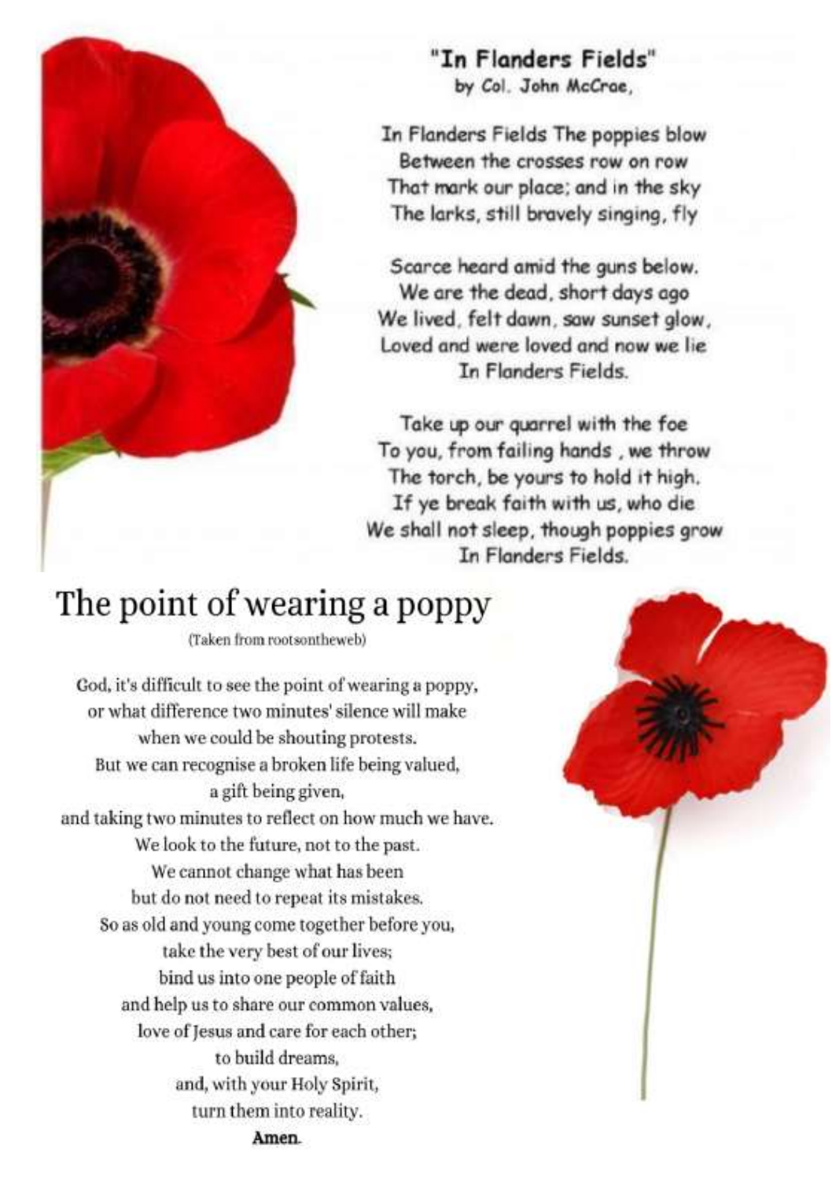## "In Flanders Fields"

by Col. John McCrae,

In Flanders Fields The poppies blow
Between the crosses row on row
That mark our place; and in the sky
The larks, still bravely singing, fly

Scarce heard amid the guns below.
We are the dead, short days ago
We lived, felt dawn, saw sunset glow,
Loved and were loved and now we lie
In Flanders Fields.

Take up our quarrel with the foe
To you, from failing hands , we throw
The torch, be yours to hold it high.
If ye break faith with us, who die
We shall not sleep, though poppies grow
In Flanders Fields.

# The point of wearing a poppy

(Taken from rootsontheweb)

God, it's difficult to see the point of wearing a poppy,
or what difference two minutes' silence will make
when we could be shouting protests.
But we can recognise a broken life being valued,
a gift being given,
and taking two minutes to reflect on how much we have.
We look to the future, not to the past.
We cannot change what has been
but do not need to repeat its mistakes.
So as old and young come together before you,
take the very best of our lives;
bind us into one people of faith
and help us to share our common values,
love of Jesus and care for each other;
to build dreams,
and, with your Holy Spirit,
turn them into reality.
**Amen.**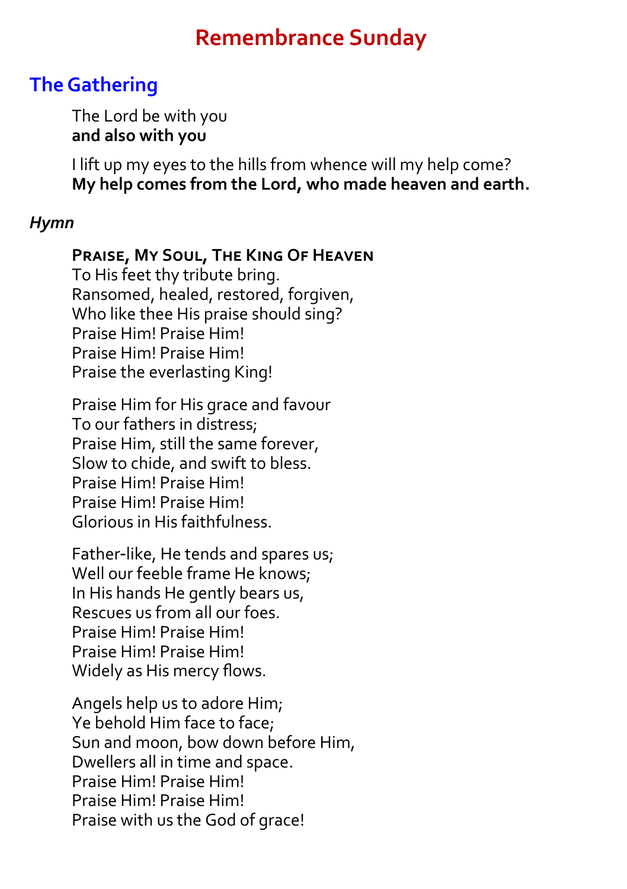# Remembrance Sunday

## The Gathering

The Lord be with you
**and also with you**

I lift up my eyes to the hills from whence will my help come?
**My help comes from the Lord, who made heaven and earth.**

### *Hymn*

**Praise, My Soul, The King Of Heaven**
To His feet thy tribute bring.
Ransomed, healed, restored, forgiven,
Who like thee His praise should sing?
Praise Him! Praise Him!
Praise Him! Praise Him!
Praise the everlasting King!

Praise Him for His grace and favour
To our fathers in distress;
Praise Him, still the same forever,
Slow to chide, and swift to bless.
Praise Him! Praise Him!
Praise Him! Praise Him!
Glorious in His faithfulness.

Father-like, He tends and spares us;
Well our feeble frame He knows;
In His hands He gently bears us,
Rescues us from all our foes.
Praise Him! Praise Him!
Praise Him! Praise Him!
Widely as His mercy flows.

Angels help us to adore Him;
Ye behold Him face to face;
Sun and moon, bow down before Him,
Dwellers all in time and space.
Praise Him! Praise Him!
Praise Him! Praise Him!
Praise with us the God of grace!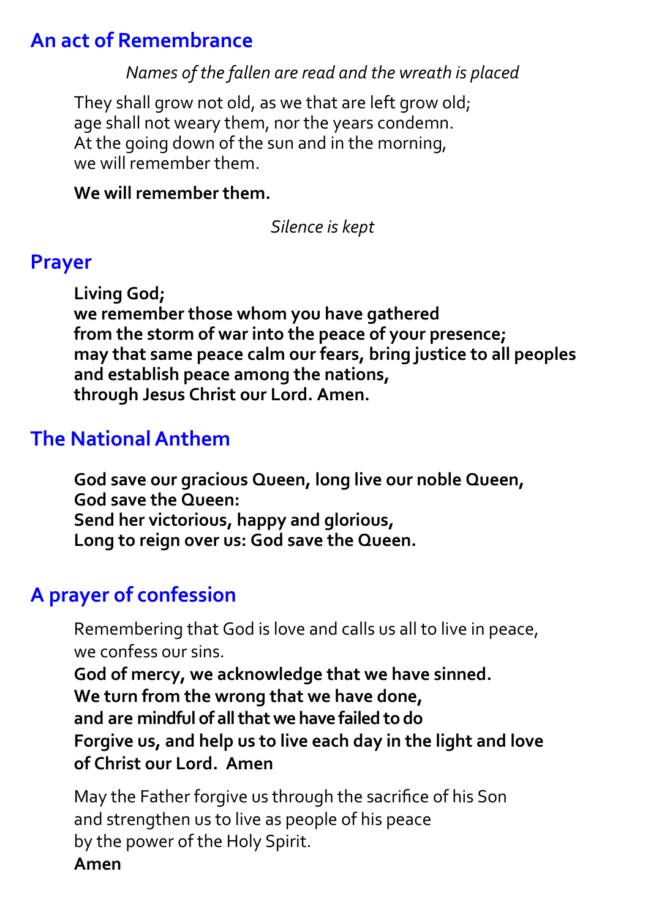## An act of Remembrance

*Names of the fallen are read and the wreath is placed*

They shall grow not old, as we that are left grow old;
age shall not weary them, nor the years condemn.
At the going down of the sun and in the morning,
we will remember them.

**We will remember them.**

*Silence is kept*

## Prayer

**Living God;**
**we remember those whom you have gathered**
**from the storm of war into the peace of your presence;**
**may that same peace calm our fears, bring justice to all peoples**
**and establish peace among the nations,**
**through Jesus Christ our Lord. Amen.**

## The National Anthem

**God save our gracious Queen, long live our noble Queen,**
**God save the Queen:**
**Send her victorious, happy and glorious,**
**Long to reign over us: God save the Queen.**

## A prayer of confession

Remembering that God is love and calls us all to live in peace,
we confess our sins.
**God of mercy, we acknowledge that we have sinned.**
**We turn from the wrong that we have done,**
**and are mindful of all that we have failed to do**
**Forgive us, and help us to live each day in the light and love of Christ our Lord. Amen**

May the Father forgive us through the sacrifice of his Son
and strengthen us to live as people of his peace
by the power of the Holy Spirit.
**Amen**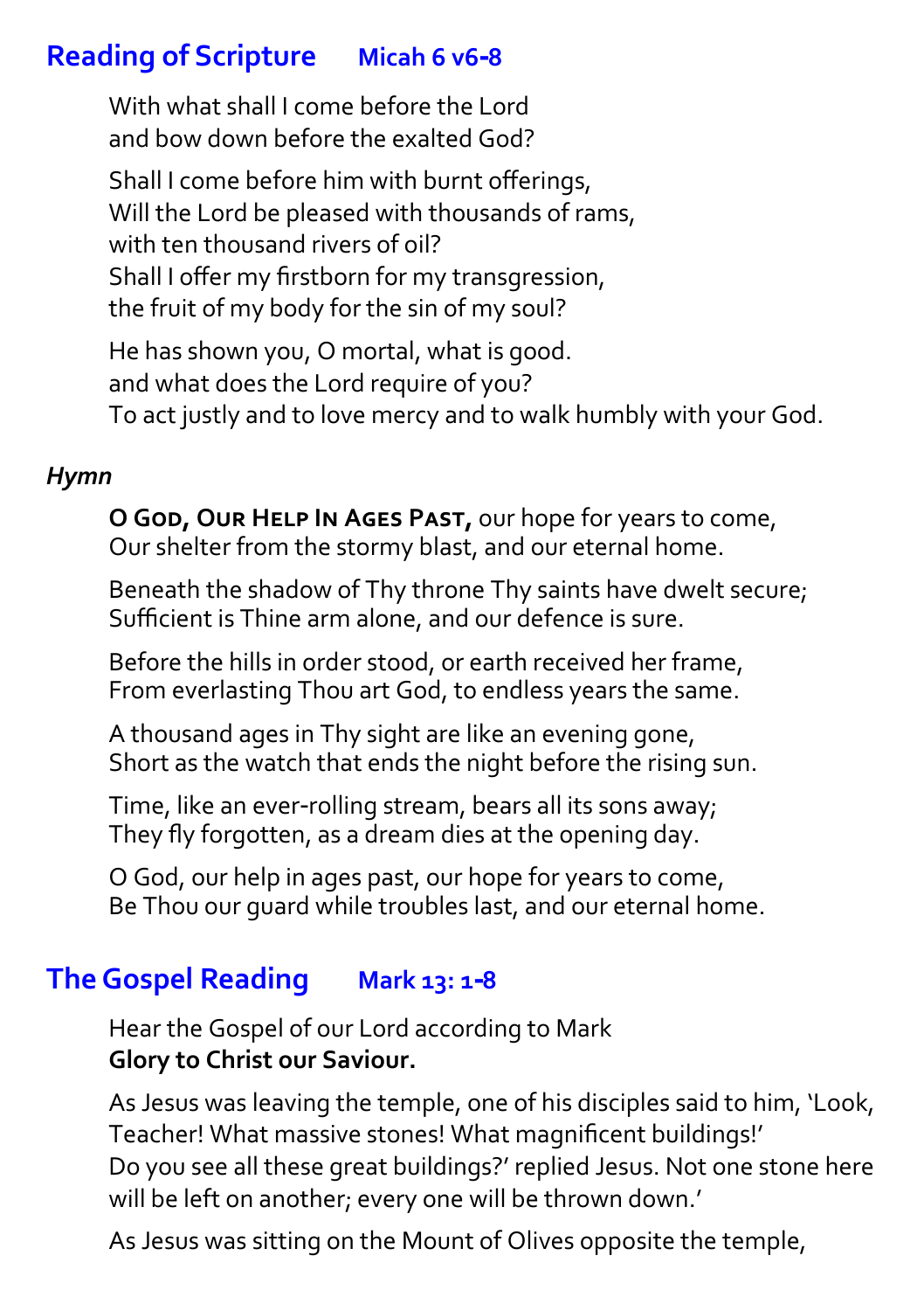## Reading of Scripture Micah 6 v6-8

With what shall I come before the Lord  
and bow down before the exalted God?

Shall I come before him with burnt offerings,  
Will the Lord be pleased with thousands of rams,  
with ten thousand rivers of oil?  
Shall I offer my firstborn for my transgression,  
the fruit of my body for the sin of my soul?

He has shown you, O mortal, what is good.  
and what does the Lord require of you?  
To act justly and to love mercy and to walk humbly with your God.

### *Hymn*

**O God, Our Help In Ages Past,** our hope for years to come,  
Our shelter from the stormy blast, and our eternal home.

Beneath the shadow of Thy throne Thy saints have dwelt secure;  
Sufficient is Thine arm alone, and our defence is sure.

Before the hills in order stood, or earth received her frame,  
From everlasting Thou art God, to endless years the same.

A thousand ages in Thy sight are like an evening gone,  
Short as the watch that ends the night before the rising sun.

Time, like an ever-rolling stream, bears all its sons away;  
They fly forgotten, as a dream dies at the opening day.

O God, our help in ages past, our hope for years to come,  
Be Thou our guard while troubles last, and our eternal home.

## The Gospel Reading Mark 13: 1-8

Hear the Gospel of our Lord according to Mark  
**Glory to Christ our Saviour.**

As Jesus was leaving the temple, one of his disciples said to him, 'Look, Teacher! What massive stones! What magnificent buildings!'  
Do you see all these great buildings?' replied Jesus. Not one stone here will be left on another; every one will be thrown down.'

As Jesus was sitting on the Mount of Olives opposite the temple,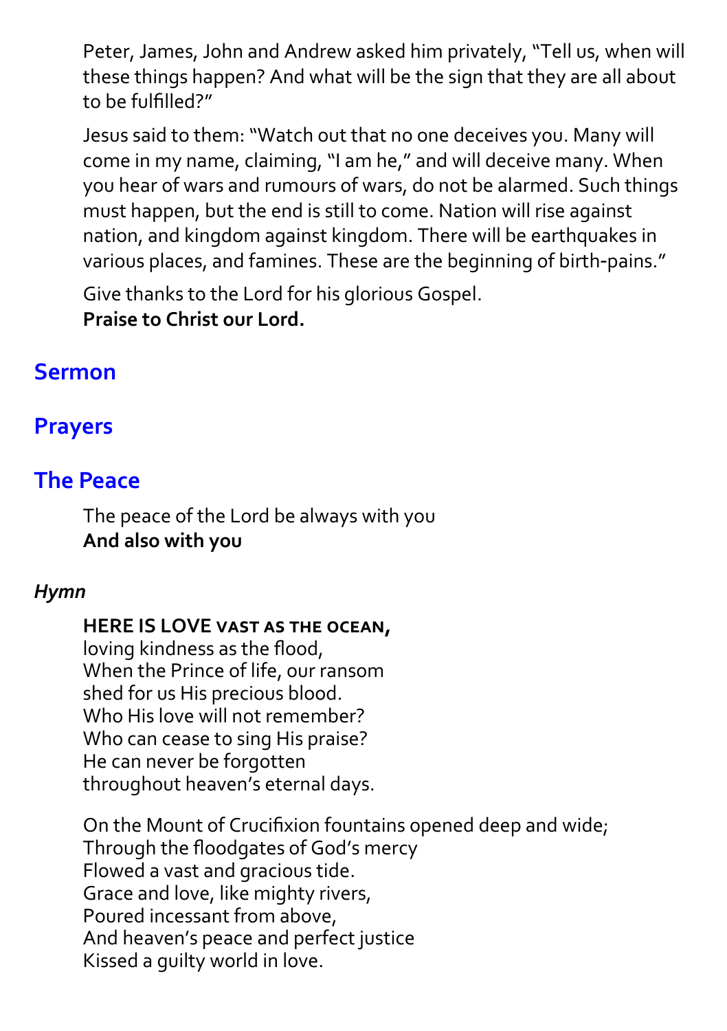Peter, James, John and Andrew asked him privately, "Tell us, when will these things happen? And what will be the sign that they are all about to be fulfilled?"

Jesus said to them: "Watch out that no one deceives you. Many will come in my name, claiming, "I am he," and will deceive many. When you hear of wars and rumours of wars, do not be alarmed. Such things must happen, but the end is still to come. Nation will rise against nation, and kingdom against kingdom. There will be earthquakes in various places, and famines. These are the beginning of birth-pains."

Give thanks to the Lord for his glorious Gospel.
**Praise to Christ our Lord.**

## Sermon

## Prayers

## The Peace

The peace of the Lord be always with you
**And also with you**

***Hymn***

**HERE IS LOVE VAST AS THE OCEAN,**
loving kindness as the flood,
When the Prince of life, our ransom
shed for us His precious blood.
Who His love will not remember?
Who can cease to sing His praise?
He can never be forgotten
throughout heaven's eternal days.

On the Mount of Crucifixion fountains opened deep and wide;
Through the floodgates of God's mercy
Flowed a vast and gracious tide.
Grace and love, like mighty rivers,
Poured incessant from above,
And heaven's peace and perfect justice
Kissed a guilty world in love.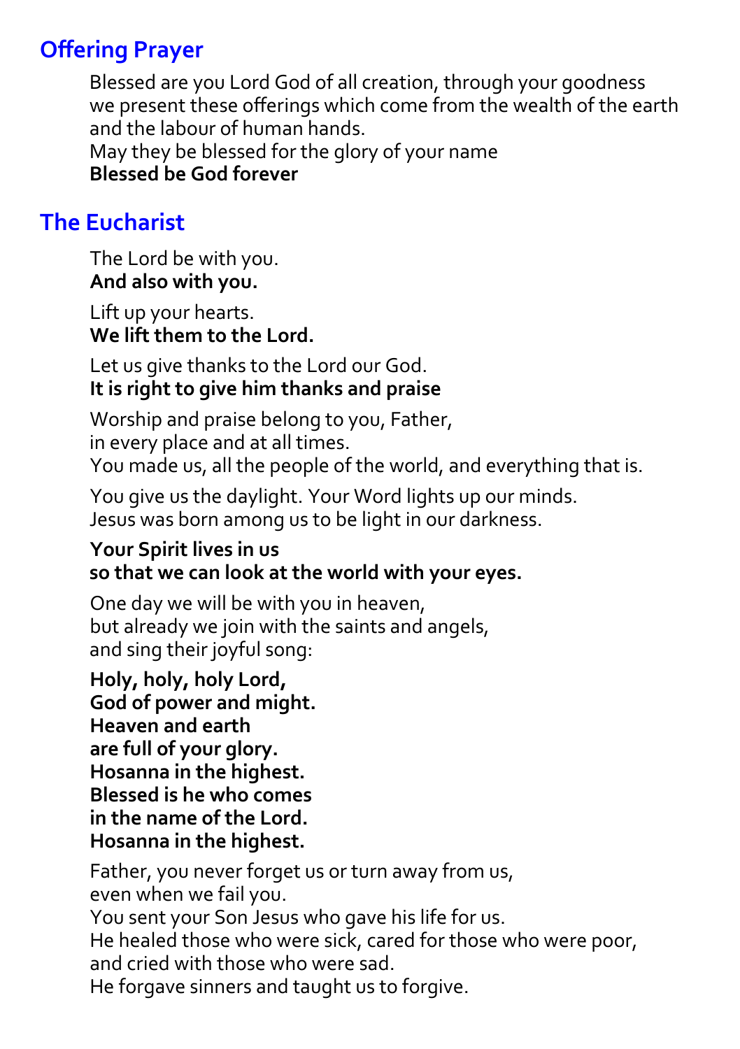## Offering Prayer

Blessed are you Lord God of all creation, through your goodness we present these offerings which come from the wealth of the earth and the labour of human hands.
May they be blessed for the glory of your name
**Blessed be God forever**

## The Eucharist

The Lord be with you.
**And also with you.**

Lift up your hearts.
**We lift them to the Lord.**

Let us give thanks to the Lord our God.
**It is right to give him thanks and praise**

Worship and praise belong to you, Father,
in every place and at all times.
You made us, all the people of the world, and everything that is.

You give us the daylight. Your Word lights up our minds.
Jesus was born among us to be light in our darkness.

**Your Spirit lives in us**
**so that we can look at the world with your eyes.**

One day we will be with you in heaven,
but already we join with the saints and angels,
and sing their joyful song:

**Holy, holy, holy Lord,**
**God of power and might.**
**Heaven and earth**
**are full of your glory.**
**Hosanna in the highest.**
**Blessed is he who comes**
**in the name of the Lord.**
**Hosanna in the highest.**

Father, you never forget us or turn away from us,
even when we fail you.
You sent your Son Jesus who gave his life for us.
He healed those who were sick, cared for those who were poor,
and cried with those who were sad.
He forgave sinners and taught us to forgive.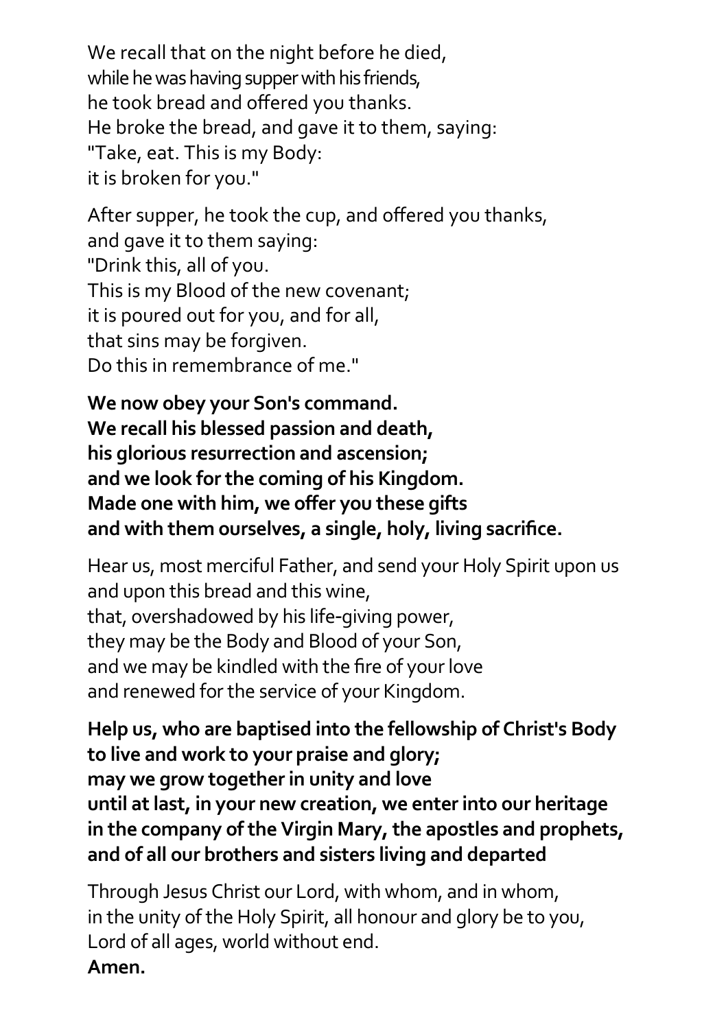We recall that on the night before he died,  
while he was having supper with his friends,  
he took bread and offered you thanks.  
He broke the bread, and gave it to them, saying:  
"Take, eat. This is my Body:  
it is broken for you."

After supper, he took the cup, and offered you thanks,  
and gave it to them saying:  
"Drink this, all of you.  
This is my Blood of the new covenant;  
it is poured out for you, and for all,  
that sins may be forgiven.  
Do this in remembrance of me."

**We now obey your Son's command.**  
**We recall his blessed passion and death,**  
**his glorious resurrection and ascension;**  
**and we look for the coming of his Kingdom.**  
**Made one with him, we offer you these gifts**  
**and with them ourselves, a single, holy, living sacrifice.**

Hear us, most merciful Father, and send your Holy Spirit upon us  
and upon this bread and this wine,  
that, overshadowed by his life-giving power,  
they may be the Body and Blood of your Son,  
and we may be kindled with the fire of your love  
and renewed for the service of your Kingdom.

**Help us, who are baptised into the fellowship of Christ's Body**  
**to live and work to your praise and glory;**  
**may we grow together in unity and love**  
**until at last, in your new creation, we enter into our heritage**  
**in the company of the Virgin Mary, the apostles and prophets,**  
**and of all our brothers and sisters living and departed**

Through Jesus Christ our Lord, with whom, and in whom,  
in the unity of the Holy Spirit, all honour and glory be to you,  
Lord of all ages, world without end.  
**Amen.**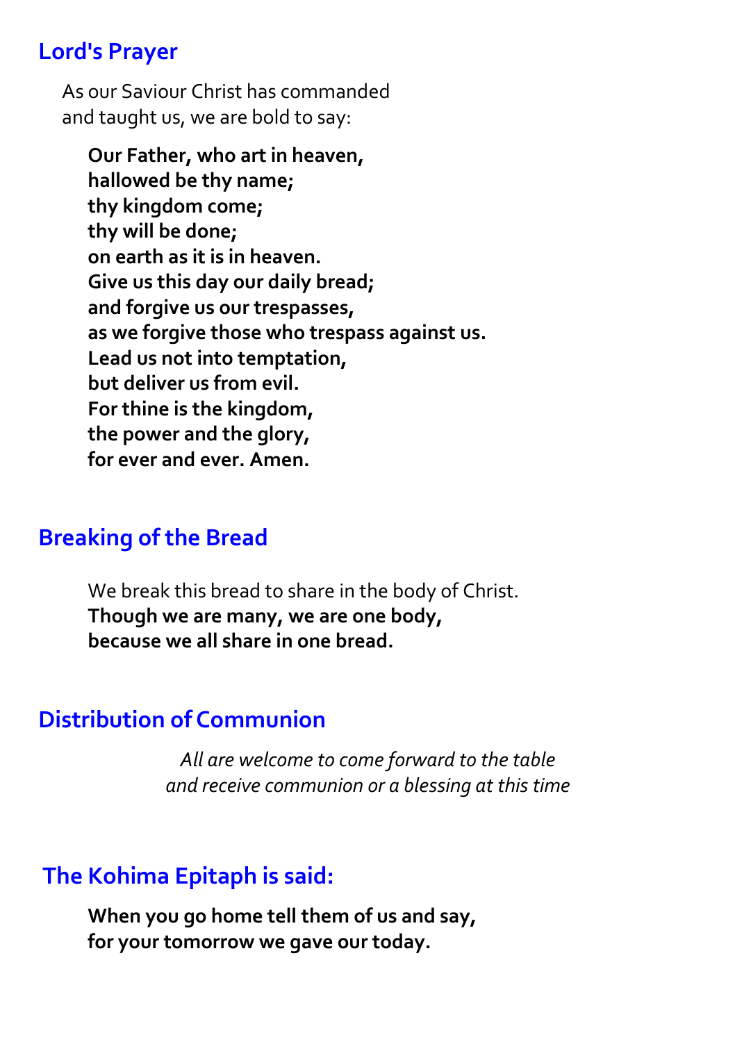## Lord's Prayer

As our Saviour Christ has commanded
and taught us, we are bold to say:

**Our Father, who art in heaven,**
**hallowed be thy name;**
**thy kingdom come;**
**thy will be done;**
**on earth as it is in heaven.**
**Give us this day our daily bread;**
**and forgive us our trespasses,**
**as we forgive those who trespass against us.**
**Lead us not into temptation,**
**but deliver us from evil.**
**For thine is the kingdom,**
**the power and the glory,**
**for ever and ever. Amen.**

## Breaking of the Bread

We break this bread to share in the body of Christ.
**Though we are many, we are one body,**
**because we all share in one bread.**

## Distribution of Communion

*All are welcome to come forward to the table*
*and receive communion or a blessing at this time*

## The Kohima Epitaph is said:

**When you go home tell them of us and say,**
**for your tomorrow we gave our today.**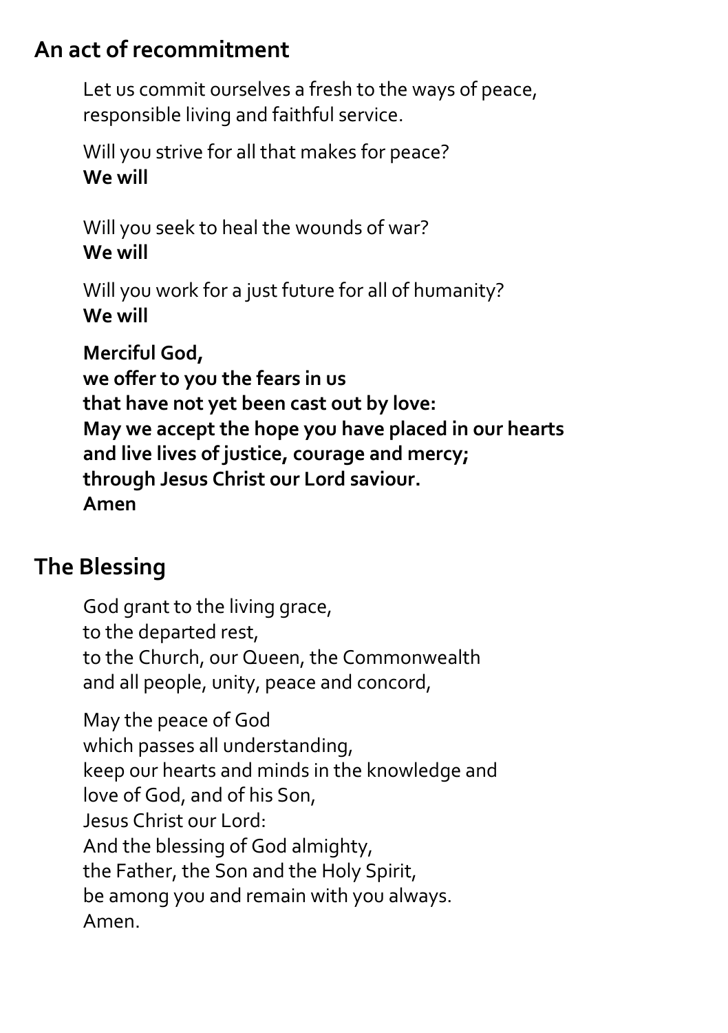## An act of recommitment

Let us commit ourselves a fresh to the ways of peace,
responsible living and faithful service.

Will you strive for all that makes for peace?
**We will**

Will you seek to heal the wounds of war?
**We will**

Will you work for a just future for all of humanity?
**We will**

**Merciful God,**
**we offer to you the fears in us**
**that have not yet been cast out by love:**
**May we accept the hope you have placed in our hearts**
**and live lives of justice, courage and mercy;**
**through Jesus Christ our Lord saviour.**
**Amen**

## The Blessing

God grant to the living grace,
to the departed rest,
to the Church, our Queen, the Commonwealth
and all people, unity, peace and concord,

May the peace of God
which passes all understanding,
keep our hearts and minds in the knowledge and
love of God, and of his Son,
Jesus Christ our Lord:
And the blessing of God almighty,
the Father, the Son and the Holy Spirit,
be among you and remain with you always.
Amen.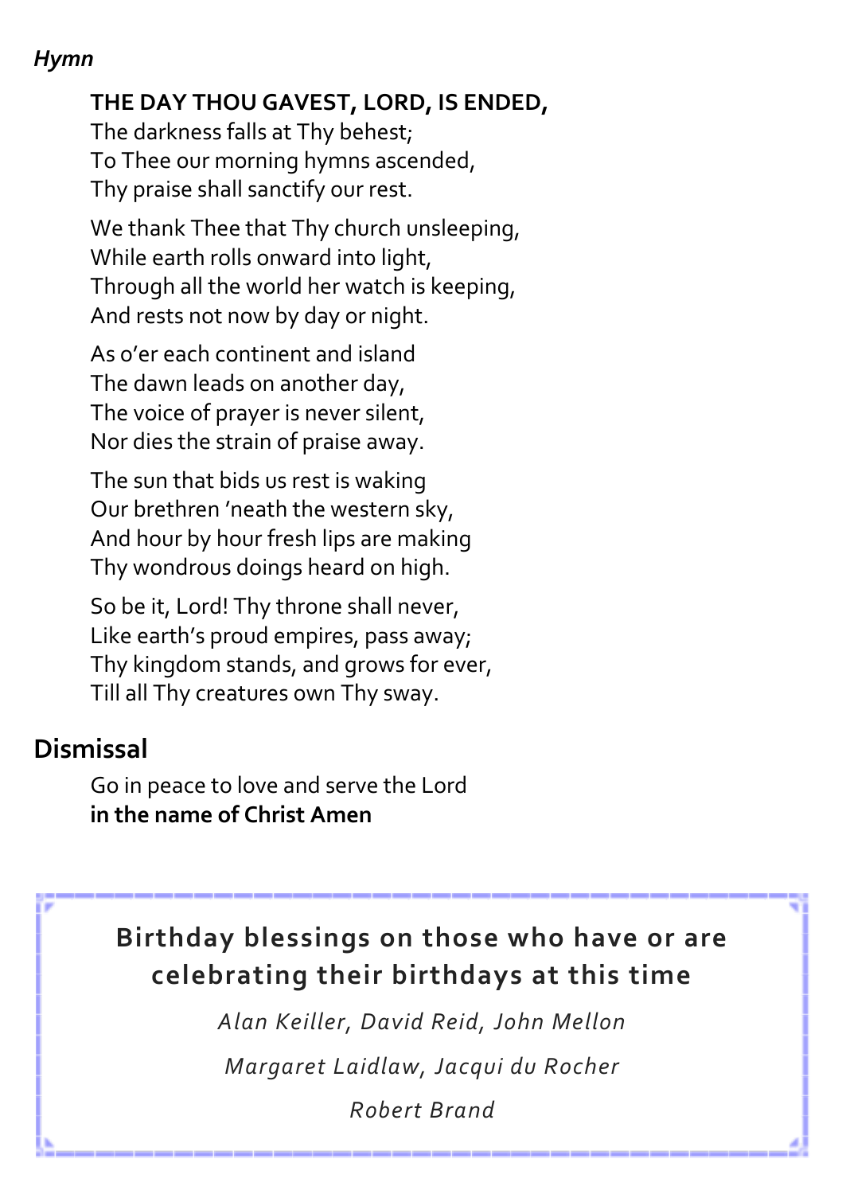*Hymn*

**THE DAY THOU GAVEST, LORD, IS ENDED,**
The darkness falls at Thy behest;
To Thee our morning hymns ascended,
Thy praise shall sanctify our rest.

We thank Thee that Thy church unsleeping,
While earth rolls onward into light,
Through all the world her watch is keeping,
And rests not now by day or night.

As o'er each continent and island
The dawn leads on another day,
The voice of prayer is never silent,
Nor dies the strain of praise away.

The sun that bids us rest is waking
Our brethren 'neath the western sky,
And hour by hour fresh lips are making
Thy wondrous doings heard on high.

So be it, Lord! Thy throne shall never,
Like earth's proud empires, pass away;
Thy kingdom stands, and grows for ever,
Till all Thy creatures own Thy sway.

## Dismissal

Go in peace to love and serve the Lord
**in the name of Christ Amen**

**Birthday blessings on those who have or are celebrating their birthdays at this time**

*Alan Keiller, David Reid, John Mellon*

*Margaret Laidlaw, Jacqui du Rocher*

*Robert Brand*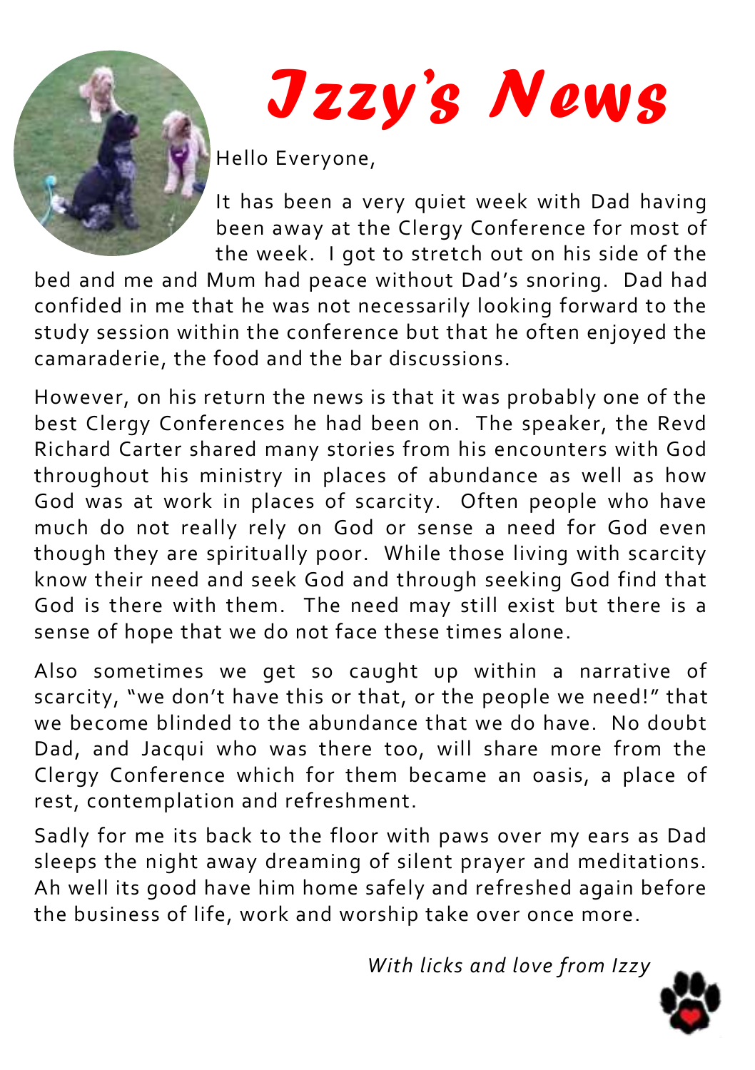# Izzy's News

Hello Everyone,

It has been a very quiet week with Dad having been away at the Clergy Conference for most of the week. I got to stretch out on his side of the bed and me and Mum had peace without Dad's snoring. Dad had confided in me that he was not necessarily looking forward to the study session within the conference but that he often enjoyed the camaraderie, the food and the bar discussions.

However, on his return the news is that it was probably one of the best Clergy Conferences he had been on. The speaker, the Revd Richard Carter shared many stories from his encounters with God throughout his ministry in places of abundance as well as how God was at work in places of scarcity. Often people who have much do not really rely on God or sense a need for God even though they are spiritually poor. While those living with scarcity know their need and seek God and through seeking God find that God is there with them. The need may still exist but there is a sense of hope that we do not face these times alone.

Also sometimes we get so caught up within a narrative of scarcity, "we don't have this or that, or the people we need!" that we become blinded to the abundance that we do have. No doubt Dad, and Jacqui who was there too, will share more from the Clergy Conference which for them became an oasis, a place of rest, contemplation and refreshment.

Sadly for me its back to the floor with paws over my ears as Dad sleeps the night away dreaming of silent prayer and meditations. Ah well its good have him home safely and refreshed again before the business of life, work and worship take over once more.

*With licks and love from Izzy*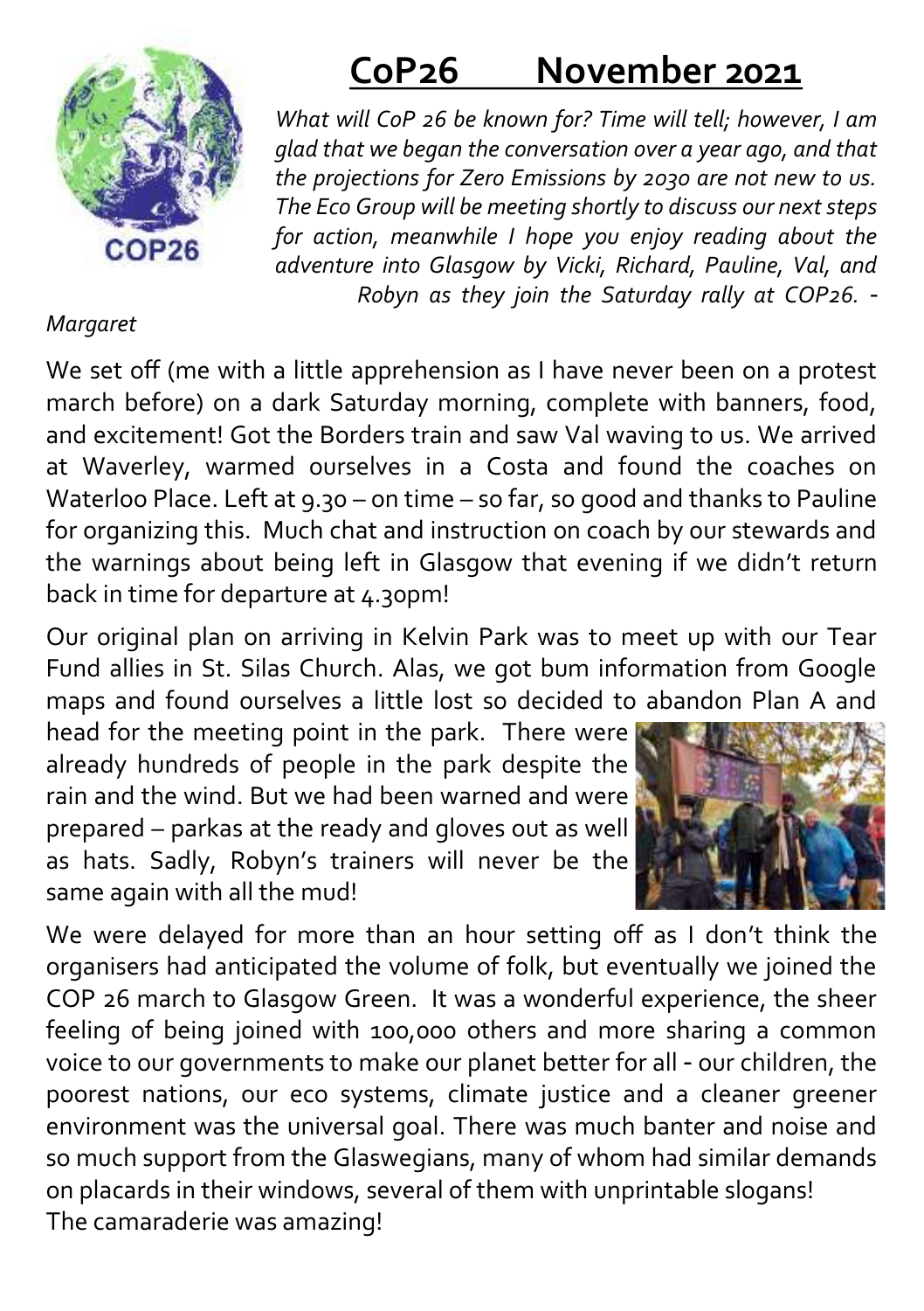# CoP26 November 2021

*What will CoP 26 be known for? Time will tell; however, I am glad that we began the conversation over a year ago, and that the projections for Zero Emissions by 2030 are not new to us. The Eco Group will be meeting shortly to discuss our next steps for action, meanwhile I hope you enjoy reading about the adventure into Glasgow by Vicki, Richard, Pauline, Val, and Robyn as they join the Saturday rally at COP26. - Margaret*

We set off (me with a little apprehension as I have never been on a protest march before) on a dark Saturday morning, complete with banners, food, and excitement! Got the Borders train and saw Val waving to us. We arrived at Waverley, warmed ourselves in a Costa and found the coaches on Waterloo Place. Left at 9.30 – on time – so far, so good and thanks to Pauline for organizing this. Much chat and instruction on coach by our stewards and the warnings about being left in Glasgow that evening if we didn't return back in time for departure at 4.30pm!

Our original plan on arriving in Kelvin Park was to meet up with our Tear Fund allies in St. Silas Church. Alas, we got bum information from Google maps and found ourselves a little lost so decided to abandon Plan A and head for the meeting point in the park. There were already hundreds of people in the park despite the rain and the wind. But we had been warned and were prepared – parkas at the ready and gloves out as well as hats. Sadly, Robyn's trainers will never be the same again with all the mud!

We were delayed for more than an hour setting off as I don't think the organisers had anticipated the volume of folk, but eventually we joined the COP 26 march to Glasgow Green. It was a wonderful experience, the sheer feeling of being joined with 100,000 others and more sharing a common voice to our governments to make our planet better for all - our children, the poorest nations, our eco systems, climate justice and a cleaner greener environment was the universal goal. There was much banter and noise and so much support from the Glaswegians, many of whom had similar demands on placards in their windows, several of them with unprintable slogans! The camaraderie was amazing!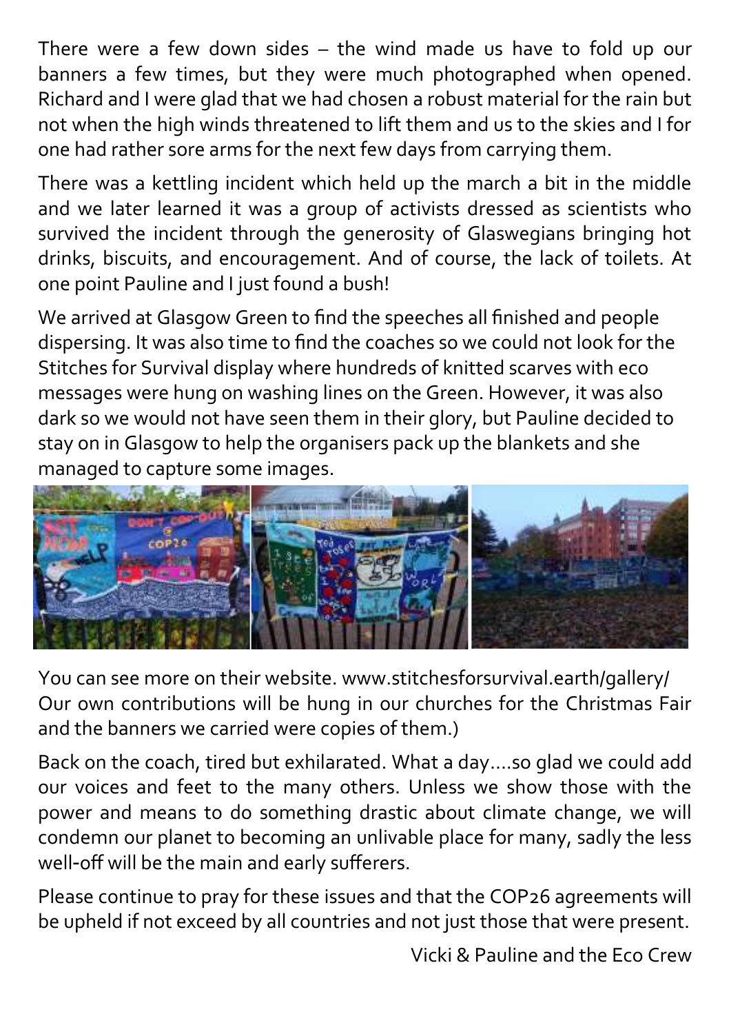There were a few down sides – the wind made us have to fold up our banners a few times, but they were much photographed when opened. Richard and I were glad that we had chosen a robust material for the rain but not when the high winds threatened to lift them and us to the skies and I for one had rather sore arms for the next few days from carrying them.

There was a kettling incident which held up the march a bit in the middle and we later learned it was a group of activists dressed as scientists who survived the incident through the generosity of Glaswegians bringing hot drinks, biscuits, and encouragement. And of course, the lack of toilets. At one point Pauline and I just found a bush!

We arrived at Glasgow Green to find the speeches all finished and people dispersing. It was also time to find the coaches so we could not look for the Stitches for Survival display where hundreds of knitted scarves with eco messages were hung on washing lines on the Green. However, it was also dark so we would not have seen them in their glory, but Pauline decided to stay on in Glasgow to help the organisers pack up the blankets and she managed to capture some images.

You can see more on their website. www.stitchesforsurvival.earth/gallery/ Our own contributions will be hung in our churches for the Christmas Fair and the banners we carried were copies of them.)

Back on the coach, tired but exhilarated. What a day….so glad we could add our voices and feet to the many others. Unless we show those with the power and means to do something drastic about climate change, we will condemn our planet to becoming an unlivable place for many, sadly the less well-off will be the main and early sufferers.

Please continue to pray for these issues and that the COP26 agreements will be upheld if not exceed by all countries and not just those that were present.

Vicki & Pauline and the Eco Crew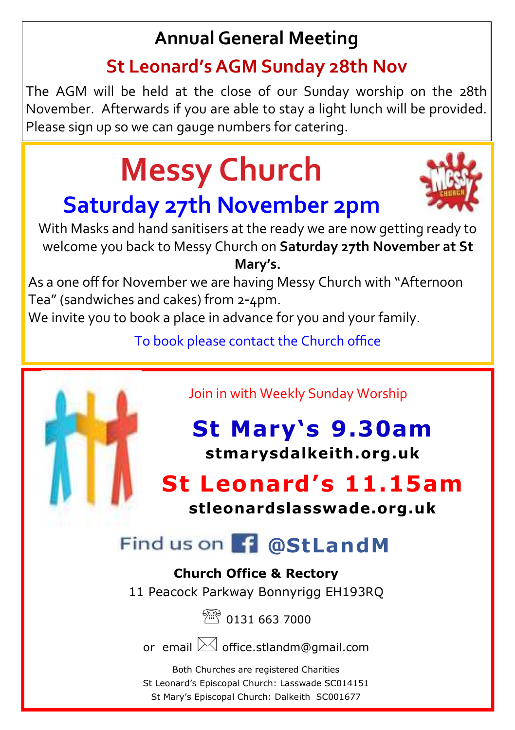# Annual General Meeting

## St Leonard's AGM Sunday 28th Nov

The AGM will be held at the close of our Sunday worship on the 28th November. Afterwards if you are able to stay a light lunch will be provided. Please sign up so we can gauge numbers for catering.

# Messy Church

## Saturday 27th November 2pm

With Masks and hand sanitisers at the ready we are now getting ready to welcome you back to Messy Church on **Saturday 27th November at St Mary's.**

As a one off for November we are having Messy Church with "Afternoon Tea" (sandwiches and cakes) from 2-4pm.

We invite you to book a place in advance for you and your family.

To book please contact the Church office

Join in with Weekly Sunday Worship

## St Mary's 9.30am

**stmarysdalkeith.org.uk**

## St Leonard's 11.15am

**stleonardslasswade.org.uk**

Find us on Facebook **@StLandM**

**Church Office & Rectory**

11 Peacock Parkway Bonnyrigg EH193RQ

0131 663 7000

or email office.stlandm@gmail.com

Both Churches are registered Charities

St Leonard's Episcopal Church: Lasswade SC014151

St Mary's Episcopal Church: Dalkeith SC001677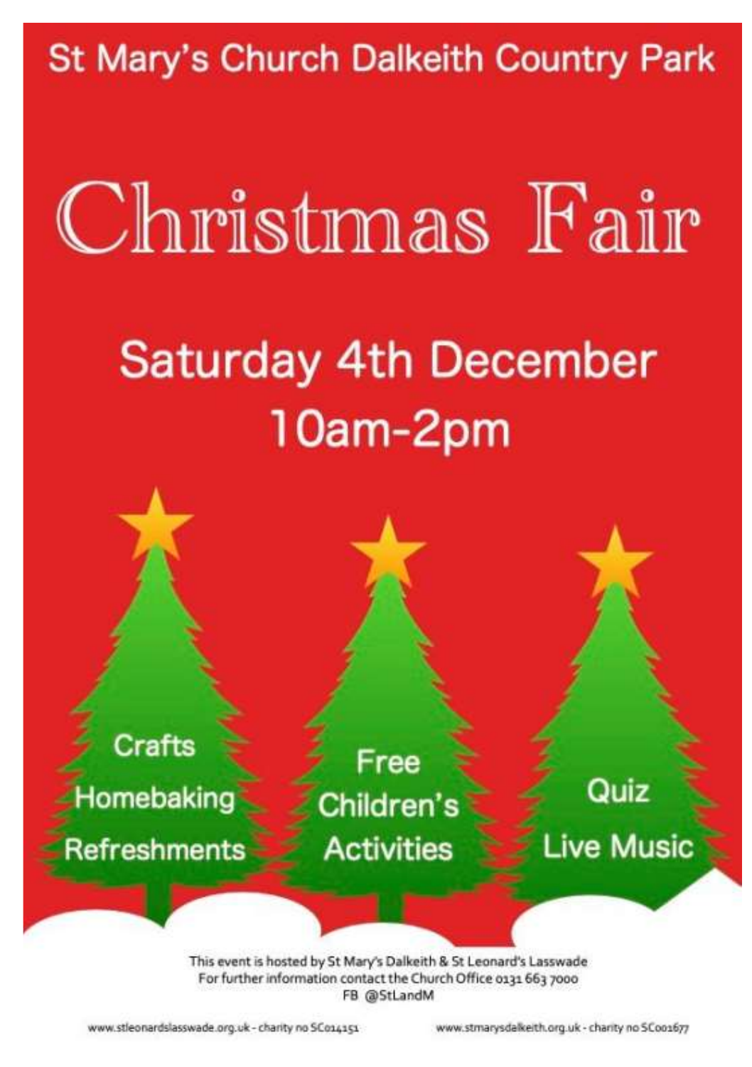St Mary's Church Dalkeith Country Park

# Christmas Fair

## Saturday 4th December
## 10am-2pm

Crafts
Homebaking
Refreshments

Free
Children's
Activities

Quiz
Live Music

This event is hosted by St Mary's Dalkeith & St Leonard's Lasswade
For further information contact the Church Office 0131 663 7000
FB @StLandM

www.stleonardslasswade.org.uk - charity no SC014151

www.stmarysdalkeith.org.uk - charity no SC001677